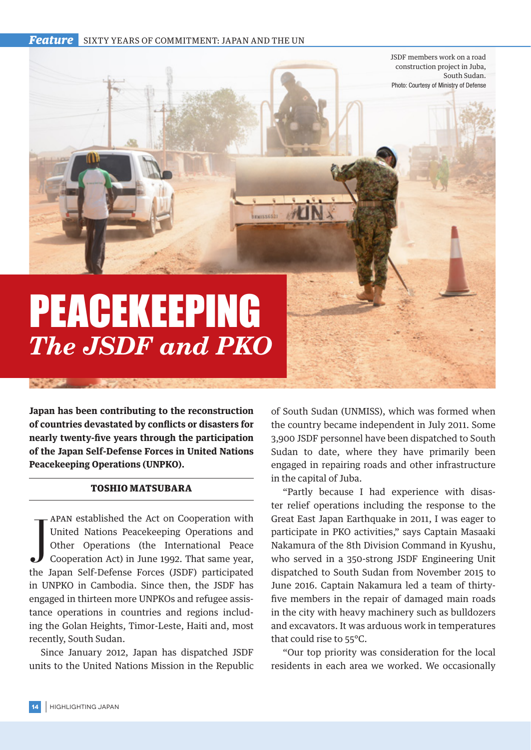JSDF members work on a road construction project in Juba, South Sudan.
Photo: Courtesy of Ministry of Defense

# PEACEKEEPING
## *The JSDF and PKO*

**Japan has been contributing to the reconstruction of countries devastated by conflicts or disasters for nearly twenty-five years through the participation of the Japan Self-Defense Forces in United Nations Peacekeeping Operations (UNPKO).**

**TOSHIO MATSUBARA**

JAPAN established the Act on Cooperation with United Nations Peacekeeping Operations and Other Operations (the International Peace Cooperation Act) in June 1992. That same year, the Japan Self-Defense Forces (JSDF) participated in UNPKO in Cambodia. Since then, the JSDF has engaged in thirteen more UNPKOs and refugee assistance operations in countries and regions including the Golan Heights, Timor-Leste, Haiti and, most recently, South Sudan.

Since January 2012, Japan has dispatched JSDF units to the United Nations Mission in the Republic of South Sudan (UNMISS), which was formed when the country became independent in July 2011. Some 3,900 JSDF personnel have been dispatched to South Sudan to date, where they have primarily been engaged in repairing roads and other infrastructure in the capital of Juba.

"Partly because I had experience with disaster relief operations including the response to the Great East Japan Earthquake in 2011, I was eager to participate in PKO activities," says Captain Masaaki Nakamura of the 8th Division Command in Kyushu, who served in a 350-strong JSDF Engineering Unit dispatched to South Sudan from November 2015 to June 2016. Captain Nakamura led a team of thirty-five members in the repair of damaged main roads in the city with heavy machinery such as bulldozers and excavators. It was arduous work in temperatures that could rise to 55°C.

"Our top priority was consideration for the local residents in each area we worked. We occasionally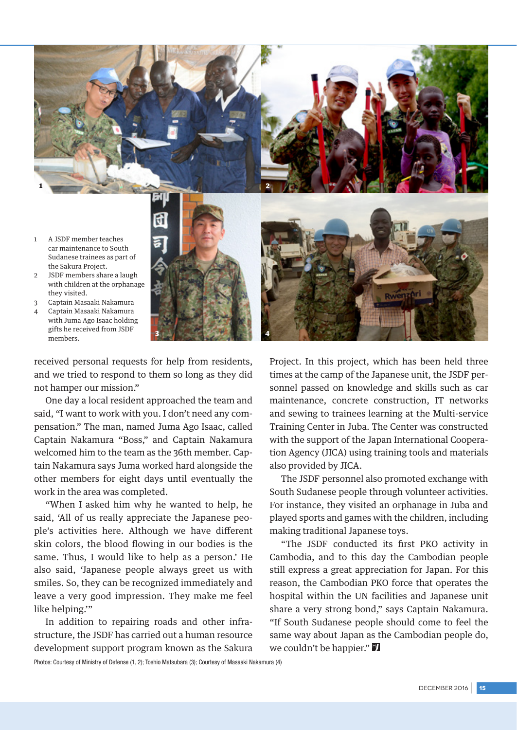1. A JSDF member teaches car maintenance to South Sudanese trainees as part of the Sakura Project.
2. JSDF members share a laugh with children at the orphanage they visited.
3. Captain Masaaki Nakamura
4. Captain Masaaki Nakamura with Juma Ago Isaac holding gifts he received from JSDF members.

received personal requests for help from residents, and we tried to respond to them so long as they did not hamper our mission."

One day a local resident approached the team and said, "I want to work with you. I don't need any compensation." The man, named Juma Ago Isaac, called Captain Nakamura "Boss," and Captain Nakamura welcomed him to the team as the 36th member. Captain Nakamura says Juma worked hard alongside the other members for eight days until eventually the work in the area was completed.

"When I asked him why he wanted to help, he said, 'All of us really appreciate the Japanese people's activities here. Although we have different skin colors, the blood flowing in our bodies is the same. Thus, I would like to help as a person.' He also said, 'Japanese people always greet us with smiles. So, they can be recognized immediately and leave a very good impression. They make me feel like helping.'"

In addition to repairing roads and other infrastructure, the JSDF has carried out a human resource development support program known as the Sakura Project. In this project, which has been held three times at the camp of the Japanese unit, the JSDF personnel passed on knowledge and skills such as car maintenance, concrete construction, IT networks and sewing to trainees learning at the Multi-service Training Center in Juba. The Center was constructed with the support of the Japan International Cooperation Agency (JICA) using training tools and materials also provided by JICA.

The JSDF personnel also promoted exchange with South Sudanese people through volunteer activities. For instance, they visited an orphanage in Juba and played sports and games with the children, including making traditional Japanese toys.

"The JSDF conducted its first PKO activity in Cambodia, and to this day the Cambodian people still express a great appreciation for Japan. For this reason, the Cambodian PKO force that operates the hospital within the UN facilities and Japanese unit share a very strong bond," says Captain Nakamura. "If South Sudanese people should come to feel the same way about Japan as the Cambodian people do, we couldn't be happier."

Photos: Courtesy of Ministry of Defense (1, 2); Toshio Matsubara (3); Courtesy of Masaaki Nakamura (4)